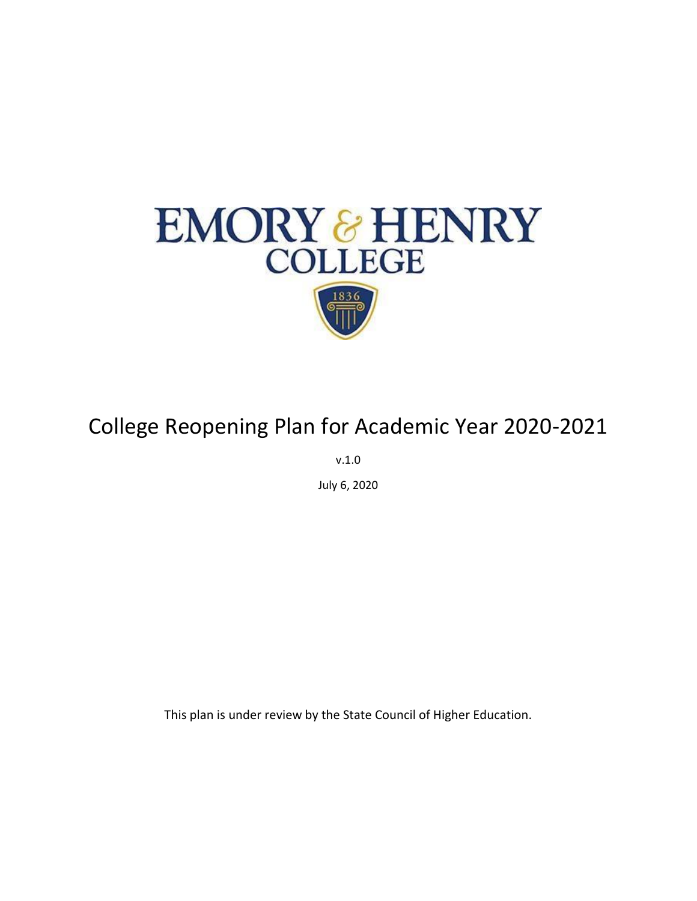EMORY & HENRY

COLLEGE

1836

# College Reopening Plan for Academic Year 2020-2021

v.1.0

July 6, 2020

This plan is under review by the State Council of Higher Education.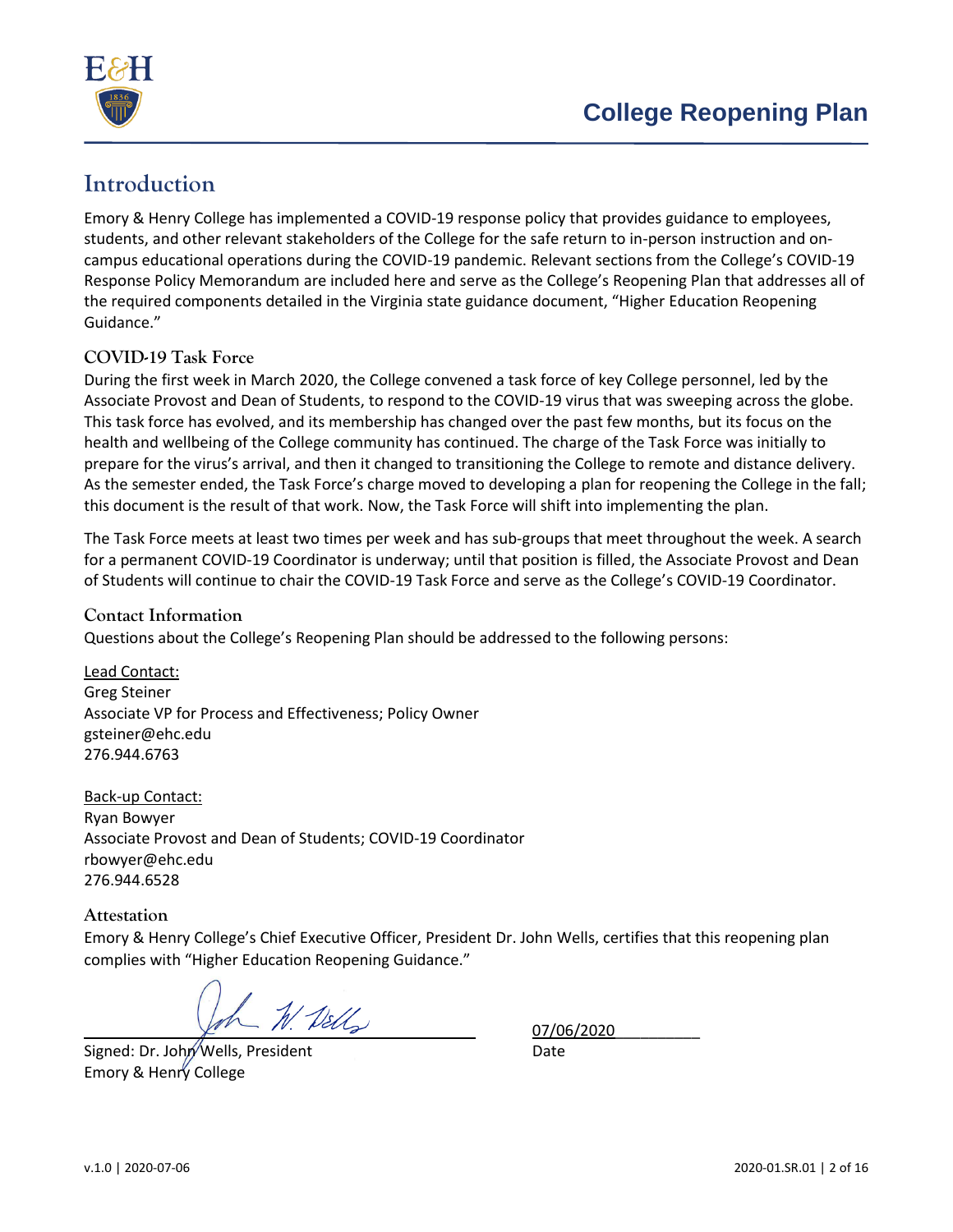# Introduction

Emory & Henry College has implemented a COVID-19 response policy that provides guidance to employees, students, and other relevant stakeholders of the College for the safe return to in-person instruction and on-campus educational operations during the COVID-19 pandemic. Relevant sections from the College's COVID-19 Response Policy Memorandum are included here and serve as the College's Reopening Plan that addresses all of the required components detailed in the Virginia state guidance document, "Higher Education Reopening Guidance."

## COVID-19 Task Force

During the first week in March 2020, the College convened a task force of key College personnel, led by the Associate Provost and Dean of Students, to respond to the COVID-19 virus that was sweeping across the globe. This task force has evolved, and its membership has changed over the past few months, but its focus on the health and wellbeing of the College community has continued. The charge of the Task Force was initially to prepare for the virus's arrival, and then it changed to transitioning the College to remote and distance delivery. As the semester ended, the Task Force's charge moved to developing a plan for reopening the College in the fall; this document is the result of that work. Now, the Task Force will shift into implementing the plan.

The Task Force meets at least two times per week and has sub-groups that meet throughout the week. A search for a permanent COVID-19 Coordinator is underway; until that position is filled, the Associate Provost and Dean of Students will continue to chair the COVID-19 Task Force and serve as the College's COVID-19 Coordinator.

## Contact Information

Questions about the College's Reopening Plan should be addressed to the following persons:

Lead Contact:
Greg Steiner
Associate VP for Process and Effectiveness; Policy Owner
gsteiner@ehc.edu
276.944.6763

Back-up Contact:
Ryan Bowyer
Associate Provost and Dean of Students; COVID-19 Coordinator
rbowyer@ehc.edu
276.944.6528

## Attestation

Emory & Henry College's Chief Executive Officer, President Dr. John Wells, certifies that this reopening plan complies with "Higher Education Reopening Guidance."

Signed: Dr. John Wells, President
Emory & Henry College

07/06/2020
Date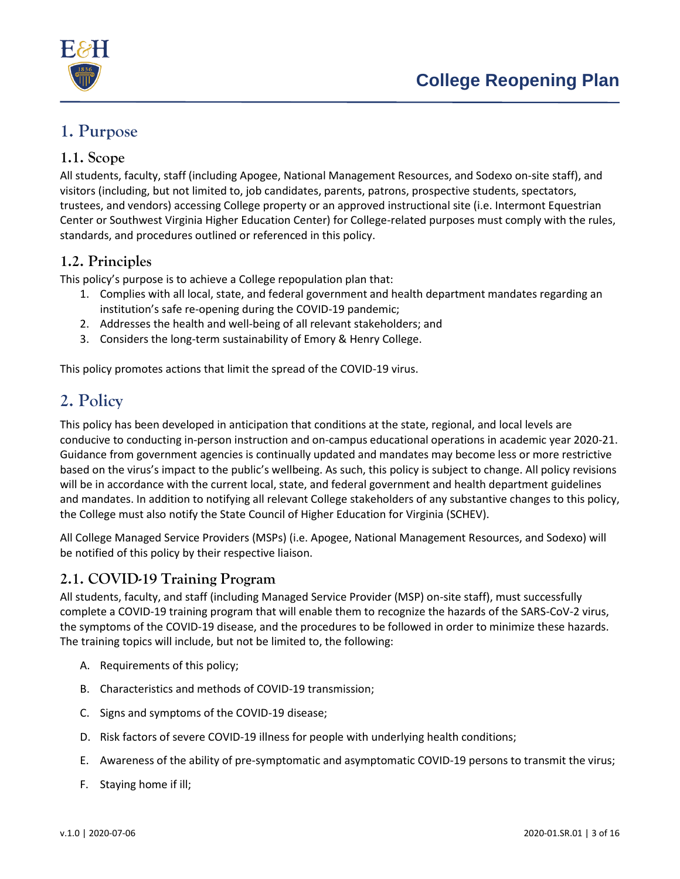# 1. Purpose

## 1.1. Scope

All students, faculty, staff (including Apogee, National Management Resources, and Sodexo on-site staff), and visitors (including, but not limited to, job candidates, parents, patrons, prospective students, spectators, trustees, and vendors) accessing College property or an approved instructional site (i.e. Intermont Equestrian Center or Southwest Virginia Higher Education Center) for College-related purposes must comply with the rules, standards, and procedures outlined or referenced in this policy.

## 1.2. Principles

This policy's purpose is to achieve a College repopulation plan that:

1. Complies with all local, state, and federal government and health department mandates regarding an institution's safe re-opening during the COVID-19 pandemic;
2. Addresses the health and well-being of all relevant stakeholders; and
3. Considers the long-term sustainability of Emory & Henry College.

This policy promotes actions that limit the spread of the COVID-19 virus.

# 2. Policy

This policy has been developed in anticipation that conditions at the state, regional, and local levels are conducive to conducting in-person instruction and on-campus educational operations in academic year 2020-21. Guidance from government agencies is continually updated and mandates may become less or more restrictive based on the virus's impact to the public's wellbeing. As such, this policy is subject to change. All policy revisions will be in accordance with the current local, state, and federal government and health department guidelines and mandates. In addition to notifying all relevant College stakeholders of any substantive changes to this policy, the College must also notify the State Council of Higher Education for Virginia (SCHEV).

All College Managed Service Providers (MSPs) (i.e. Apogee, National Management Resources, and Sodexo) will be notified of this policy by their respective liaison.

## 2.1. COVID-19 Training Program

All students, faculty, and staff (including Managed Service Provider (MSP) on-site staff), must successfully complete a COVID-19 training program that will enable them to recognize the hazards of the SARS-CoV-2 virus, the symptoms of the COVID-19 disease, and the procedures to be followed in order to minimize these hazards. The training topics will include, but not be limited to, the following:

A. Requirements of this policy;

B. Characteristics and methods of COVID-19 transmission;

C. Signs and symptoms of the COVID-19 disease;

D. Risk factors of severe COVID-19 illness for people with underlying health conditions;

E. Awareness of the ability of pre-symptomatic and asymptomatic COVID-19 persons to transmit the virus;

F. Staying home if ill;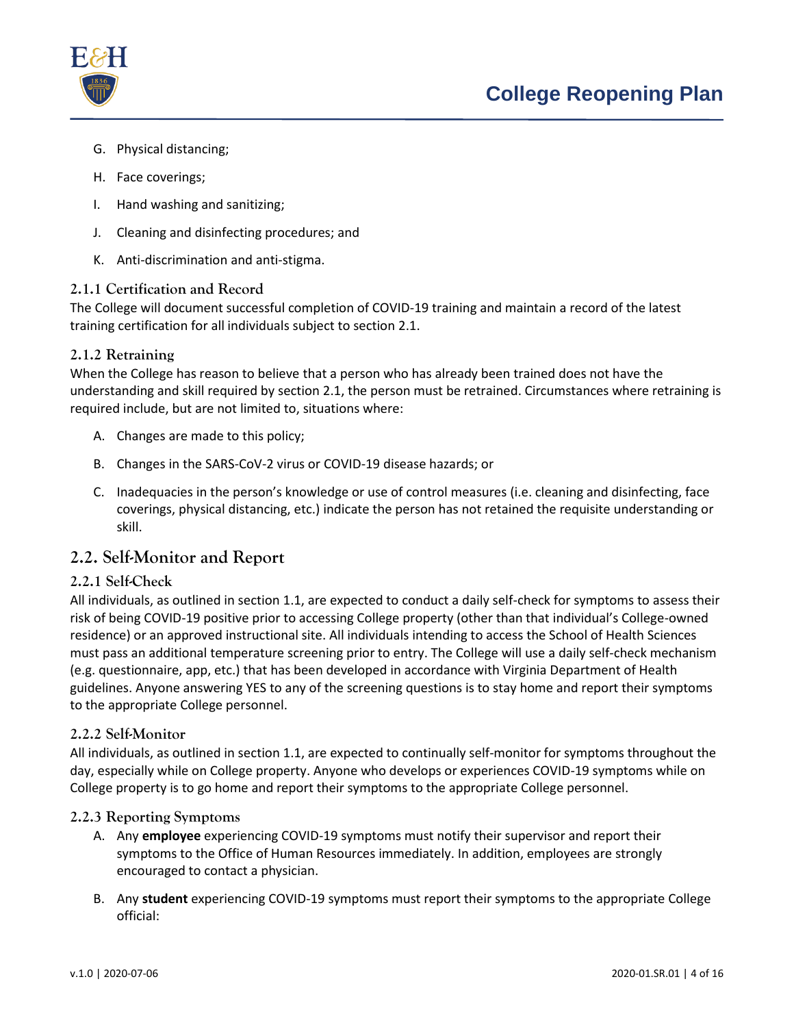G. Physical distancing;

H. Face coverings;

I. Hand washing and sanitizing;

J. Cleaning and disinfecting procedures; and

K. Anti-discrimination and anti-stigma.

### 2.1.1 Certification and Record

The College will document successful completion of COVID-19 training and maintain a record of the latest training certification for all individuals subject to section 2.1.

### 2.1.2 Retraining

When the College has reason to believe that a person who has already been trained does not have the understanding and skill required by section 2.1, the person must be retrained. Circumstances where retraining is required include, but are not limited to, situations where:

A. Changes are made to this policy;

B. Changes in the SARS-CoV-2 virus or COVID-19 disease hazards; or

C. Inadequacies in the person's knowledge or use of control measures (i.e. cleaning and disinfecting, face coverings, physical distancing, etc.) indicate the person has not retained the requisite understanding or skill.

## 2.2. Self-Monitor and Report

### 2.2.1 Self-Check

All individuals, as outlined in section 1.1, are expected to conduct a daily self-check for symptoms to assess their risk of being COVID-19 positive prior to accessing College property (other than that individual's College-owned residence) or an approved instructional site. All individuals intending to access the School of Health Sciences must pass an additional temperature screening prior to entry. The College will use a daily self-check mechanism (e.g. questionnaire, app, etc.) that has been developed in accordance with Virginia Department of Health guidelines. Anyone answering YES to any of the screening questions is to stay home and report their symptoms to the appropriate College personnel.

### 2.2.2 Self-Monitor

All individuals, as outlined in section 1.1, are expected to continually self-monitor for symptoms throughout the day, especially while on College property. Anyone who develops or experiences COVID-19 symptoms while on College property is to go home and report their symptoms to the appropriate College personnel.

### 2.2.3 Reporting Symptoms

A. Any **employee** experiencing COVID-19 symptoms must notify their supervisor and report their symptoms to the Office of Human Resources immediately. In addition, employees are strongly encouraged to contact a physician.

B. Any **student** experiencing COVID-19 symptoms must report their symptoms to the appropriate College official: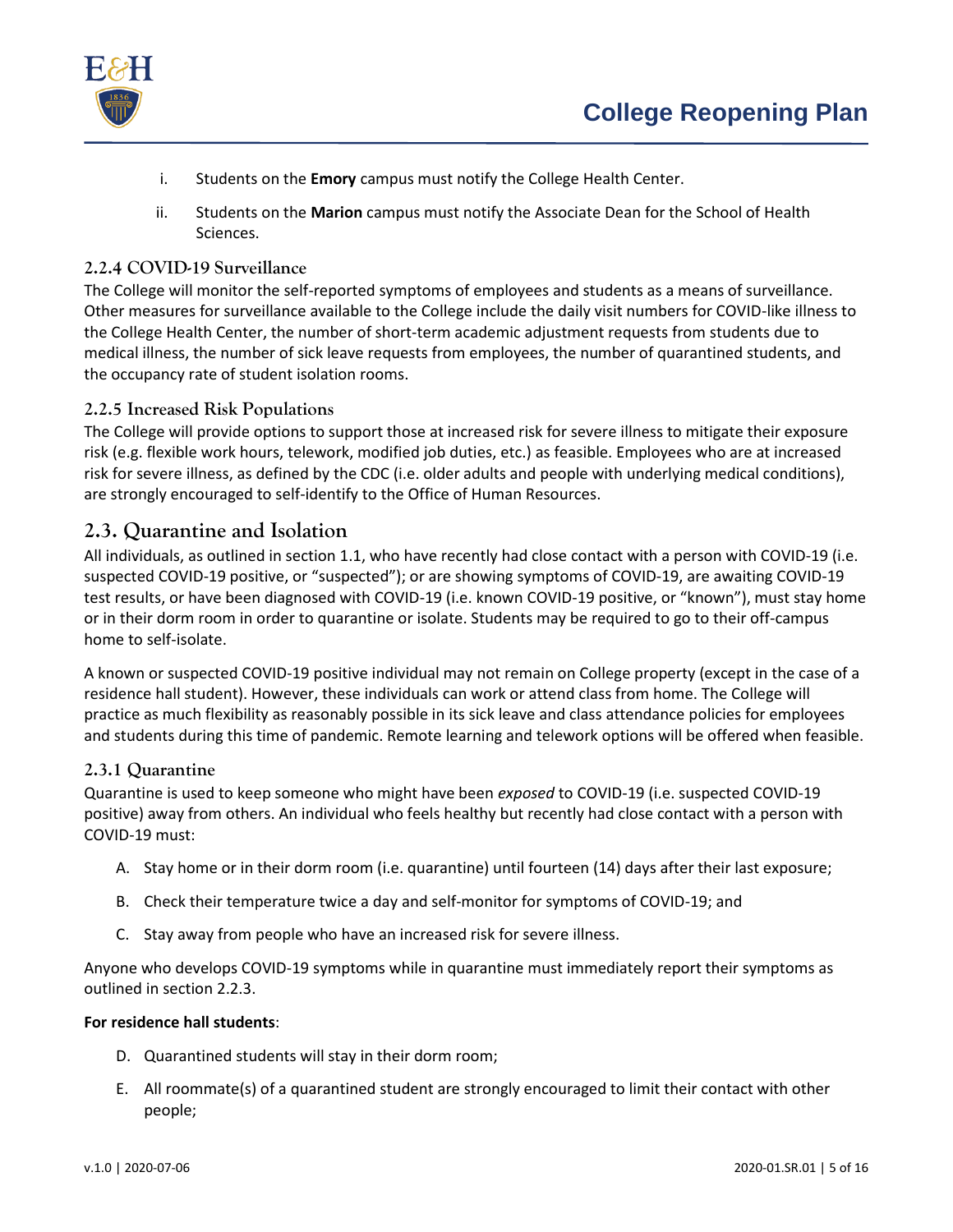i. Students on the **Emory** campus must notify the College Health Center.

ii. Students on the **Marion** campus must notify the Associate Dean for the School of Health Sciences.

### 2.2.4 COVID-19 Surveillance

The College will monitor the self-reported symptoms of employees and students as a means of surveillance. Other measures for surveillance available to the College include the daily visit numbers for COVID-like illness to the College Health Center, the number of short-term academic adjustment requests from students due to medical illness, the number of sick leave requests from employees, the number of quarantined students, and the occupancy rate of student isolation rooms.

### 2.2.5 Increased Risk Populations

The College will provide options to support those at increased risk for severe illness to mitigate their exposure risk (e.g. flexible work hours, telework, modified job duties, etc.) as feasible. Employees who are at increased risk for severe illness, as defined by the CDC (i.e. older adults and people with underlying medical conditions), are strongly encouraged to self-identify to the Office of Human Resources.

## 2.3. Quarantine and Isolation

All individuals, as outlined in section 1.1, who have recently had close contact with a person with COVID-19 (i.e. suspected COVID-19 positive, or "suspected"); or are showing symptoms of COVID-19, are awaiting COVID-19 test results, or have been diagnosed with COVID-19 (i.e. known COVID-19 positive, or "known"), must stay home or in their dorm room in order to quarantine or isolate. Students may be required to go to their off-campus home to self-isolate.

A known or suspected COVID-19 positive individual may not remain on College property (except in the case of a residence hall student). However, these individuals can work or attend class from home. The College will practice as much flexibility as reasonably possible in its sick leave and class attendance policies for employees and students during this time of pandemic. Remote learning and telework options will be offered when feasible.

### 2.3.1 Quarantine

Quarantine is used to keep someone who might have been *exposed* to COVID-19 (i.e. suspected COVID-19 positive) away from others. An individual who feels healthy but recently had close contact with a person with COVID-19 must:

A. Stay home or in their dorm room (i.e. quarantine) until fourteen (14) days after their last exposure;

B. Check their temperature twice a day and self-monitor for symptoms of COVID-19; and

C. Stay away from people who have an increased risk for severe illness.

Anyone who develops COVID-19 symptoms while in quarantine must immediately report their symptoms as outlined in section 2.2.3.

**For residence hall students**:

D. Quarantined students will stay in their dorm room;

E. All roommate(s) of a quarantined student are strongly encouraged to limit their contact with other people;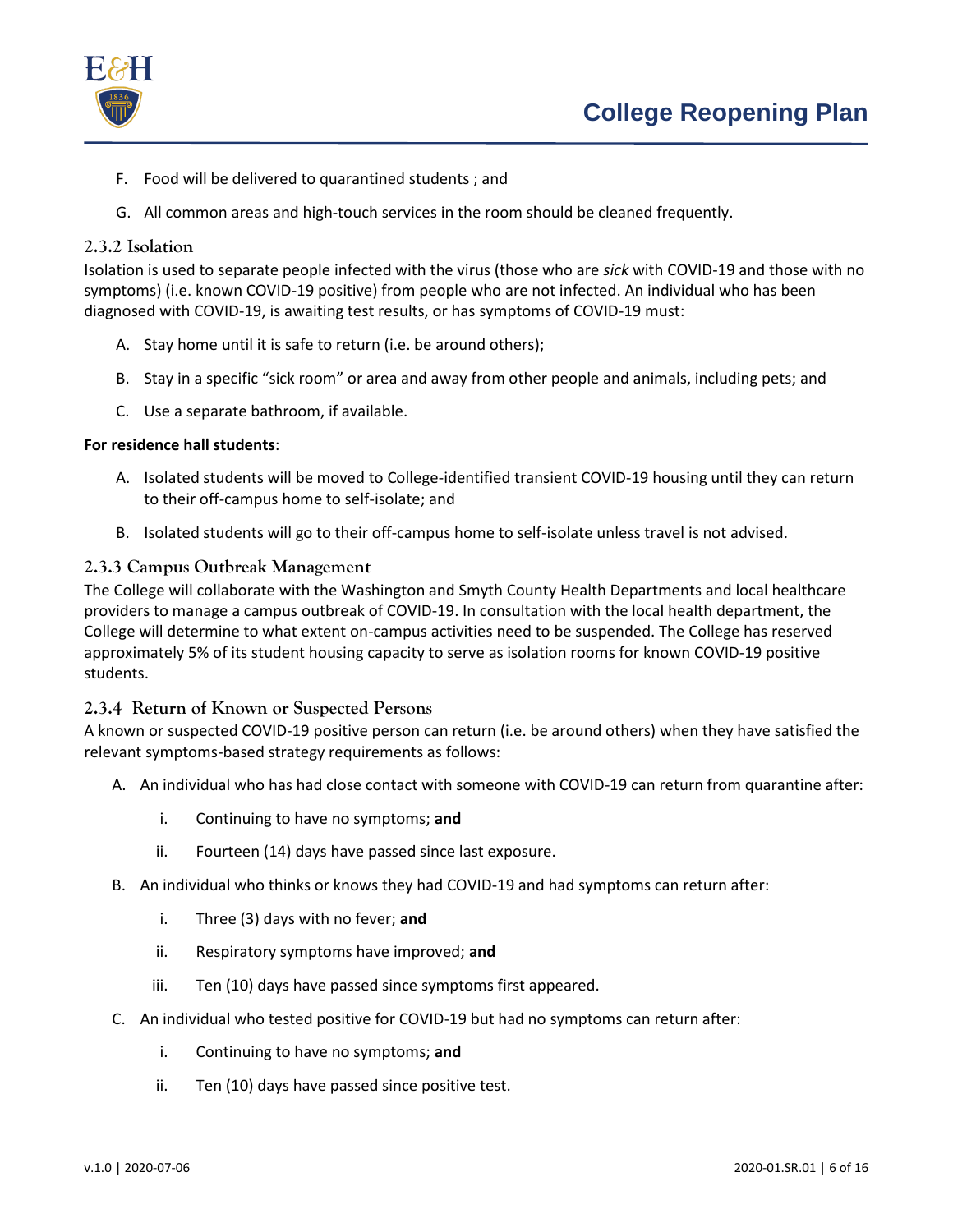F. Food will be delivered to quarantined students ; and

G. All common areas and high-touch services in the room should be cleaned frequently.

### 2.3.2 Isolation

Isolation is used to separate people infected with the virus (those who are *sick* with COVID-19 and those with no symptoms) (i.e. known COVID-19 positive) from people who are not infected. An individual who has been diagnosed with COVID-19, is awaiting test results, or has symptoms of COVID-19 must:

A. Stay home until it is safe to return (i.e. be around others);

B. Stay in a specific "sick room" or area and away from other people and animals, including pets; and

C. Use a separate bathroom, if available.

**For residence hall students**:

A. Isolated students will be moved to College-identified transient COVID-19 housing until they can return to their off-campus home to self-isolate; and

B. Isolated students will go to their off-campus home to self-isolate unless travel is not advised.

### 2.3.3 Campus Outbreak Management

The College will collaborate with the Washington and Smyth County Health Departments and local healthcare providers to manage a campus outbreak of COVID-19. In consultation with the local health department, the College will determine to what extent on-campus activities need to be suspended. The College has reserved approximately 5% of its student housing capacity to serve as isolation rooms for known COVID-19 positive students.

### 2.3.4 Return of Known or Suspected Persons

A known or suspected COVID-19 positive person can return (i.e. be around others) when they have satisfied the relevant symptoms-based strategy requirements as follows:

A. An individual who has had close contact with someone with COVID-19 can return from quarantine after:

  i. Continuing to have no symptoms; **and**

  ii. Fourteen (14) days have passed since last exposure.

B. An individual who thinks or knows they had COVID-19 and had symptoms can return after:

  i. Three (3) days with no fever; **and**

  ii. Respiratory symptoms have improved; **and**

  iii. Ten (10) days have passed since symptoms first appeared.

C. An individual who tested positive for COVID-19 but had no symptoms can return after:

  i. Continuing to have no symptoms; **and**

  ii. Ten (10) days have passed since positive test.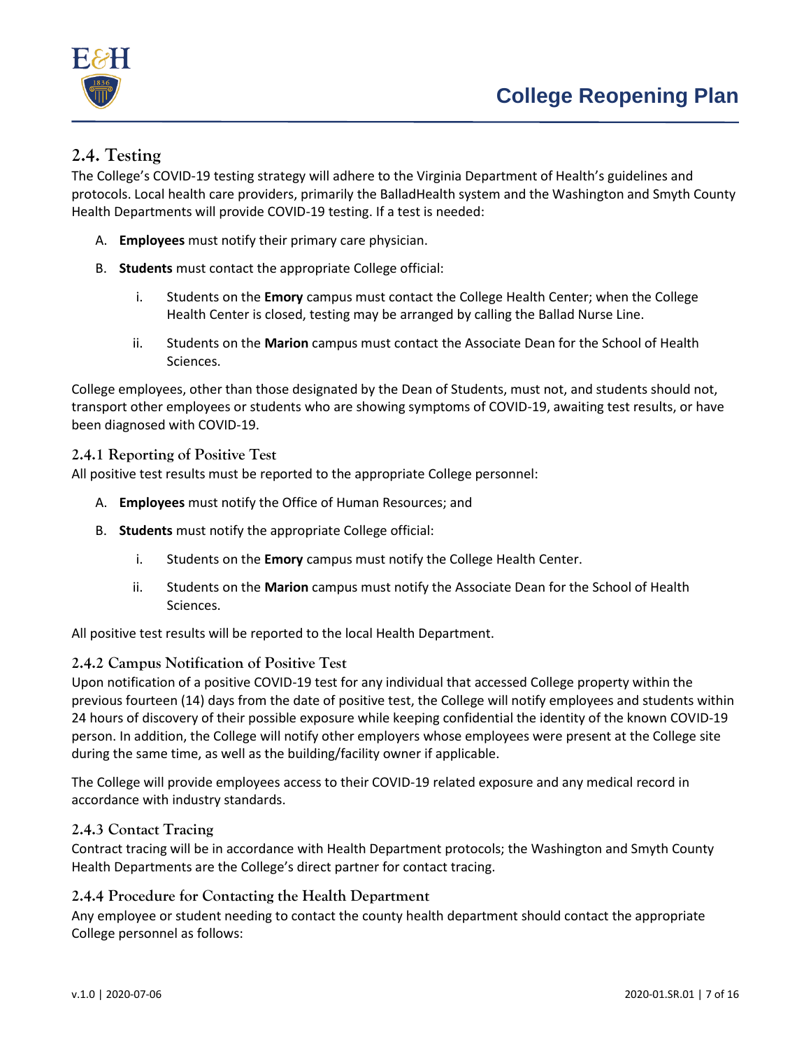## 2.4. Testing

The College's COVID-19 testing strategy will adhere to the Virginia Department of Health's guidelines and protocols. Local health care providers, primarily the BalladHealth system and the Washington and Smyth County Health Departments will provide COVID-19 testing. If a test is needed:

A. **Employees** must notify their primary care physician.

B. **Students** must contact the appropriate College official:

   i. Students on the **Emory** campus must contact the College Health Center; when the College Health Center is closed, testing may be arranged by calling the Ballad Nurse Line.

   ii. Students on the **Marion** campus must contact the Associate Dean for the School of Health Sciences.

College employees, other than those designated by the Dean of Students, must not, and students should not, transport other employees or students who are showing symptoms of COVID-19, awaiting test results, or have been diagnosed with COVID-19.

### 2.4.1 Reporting of Positive Test

All positive test results must be reported to the appropriate College personnel:

A. **Employees** must notify the Office of Human Resources; and

B. **Students** must notify the appropriate College official:

   i. Students on the **Emory** campus must notify the College Health Center.

   ii. Students on the **Marion** campus must notify the Associate Dean for the School of Health Sciences.

All positive test results will be reported to the local Health Department.

### 2.4.2 Campus Notification of Positive Test

Upon notification of a positive COVID-19 test for any individual that accessed College property within the previous fourteen (14) days from the date of positive test, the College will notify employees and students within 24 hours of discovery of their possible exposure while keeping confidential the identity of the known COVID-19 person. In addition, the College will notify other employers whose employees were present at the College site during the same time, as well as the building/facility owner if applicable.

The College will provide employees access to their COVID-19 related exposure and any medical record in accordance with industry standards.

### 2.4.3 Contact Tracing

Contract tracing will be in accordance with Health Department protocols; the Washington and Smyth County Health Departments are the College's direct partner for contact tracing.

### 2.4.4 Procedure for Contacting the Health Department

Any employee or student needing to contact the county health department should contact the appropriate College personnel as follows: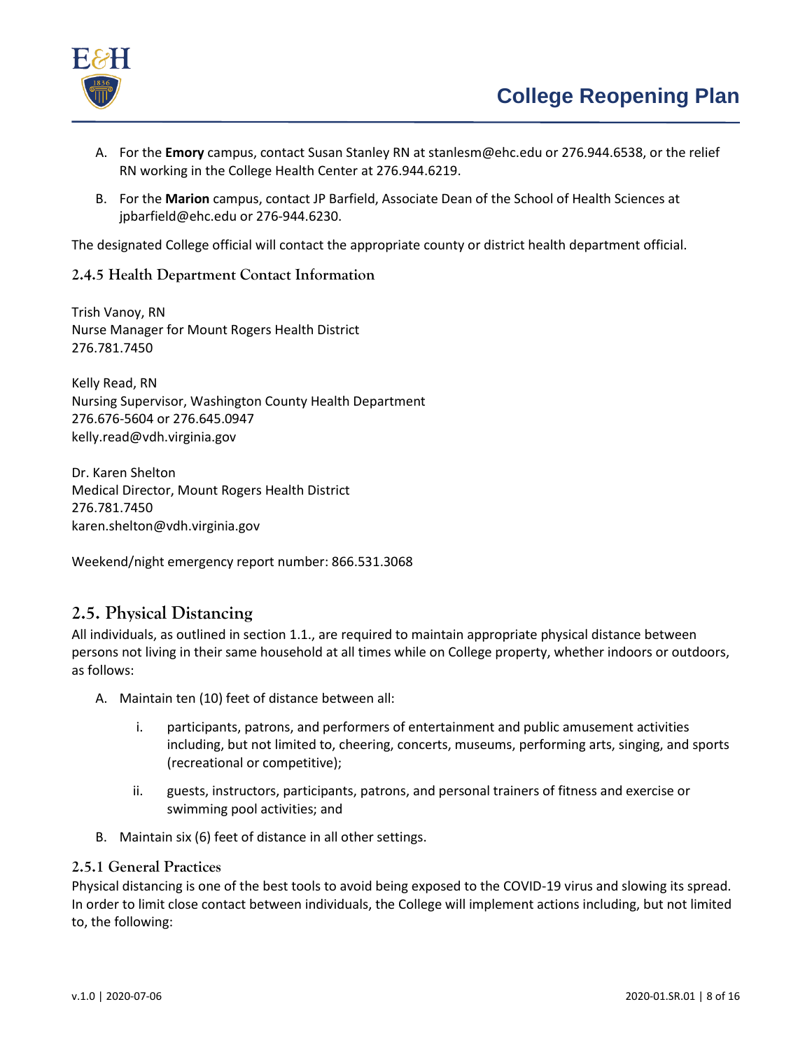A. For the **Emory** campus, contact Susan Stanley RN at stanlesm@ehc.edu or 276.944.6538, or the relief RN working in the College Health Center at 276.944.6219.

B. For the **Marion** campus, contact JP Barfield, Associate Dean of the School of Health Sciences at jpbarfield@ehc.edu or 276-944.6230.

The designated College official will contact the appropriate county or district health department official.

### 2.4.5 Health Department Contact Information

Trish Vanoy, RN
Nurse Manager for Mount Rogers Health District
276.781.7450

Kelly Read, RN
Nursing Supervisor, Washington County Health Department
276.676-5604 or 276.645.0947
kelly.read@vdh.virginia.gov

Dr. Karen Shelton
Medical Director, Mount Rogers Health District
276.781.7450
karen.shelton@vdh.virginia.gov

Weekend/night emergency report number: 866.531.3068

## 2.5. Physical Distancing

All individuals, as outlined in section 1.1., are required to maintain appropriate physical distance between persons not living in their same household at all times while on College property, whether indoors or outdoors, as follows:

A. Maintain ten (10) feet of distance between all:

   i. participants, patrons, and performers of entertainment and public amusement activities including, but not limited to, cheering, concerts, museums, performing arts, singing, and sports (recreational or competitive);

   ii. guests, instructors, participants, patrons, and personal trainers of fitness and exercise or swimming pool activities; and

B. Maintain six (6) feet of distance in all other settings.

### 2.5.1 General Practices

Physical distancing is one of the best tools to avoid being exposed to the COVID-19 virus and slowing its spread. In order to limit close contact between individuals, the College will implement actions including, but not limited to, the following: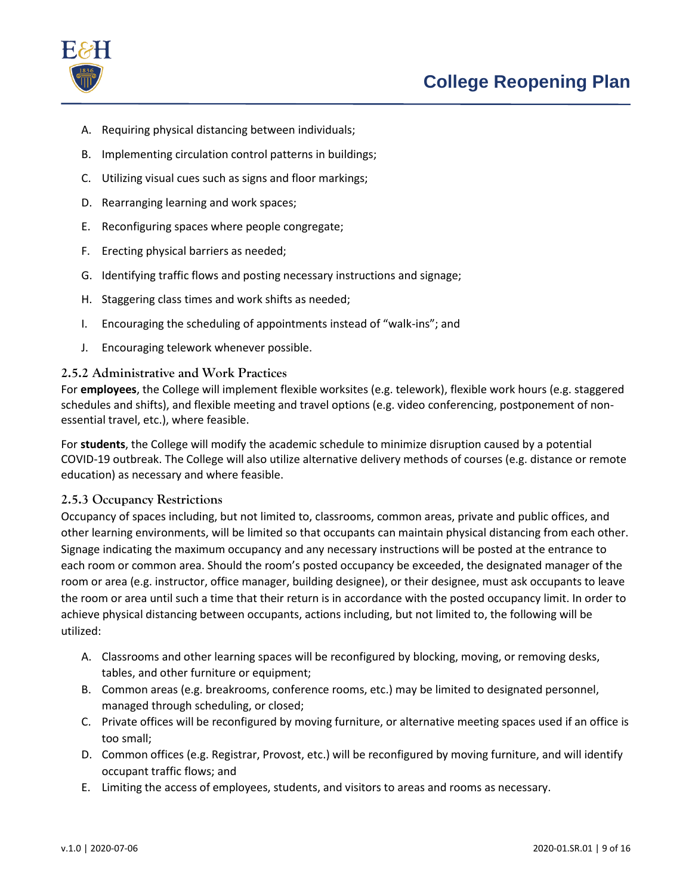A. Requiring physical distancing between individuals;

B. Implementing circulation control patterns in buildings;

C. Utilizing visual cues such as signs and floor markings;

D. Rearranging learning and work spaces;

E. Reconfiguring spaces where people congregate;

F. Erecting physical barriers as needed;

G. Identifying traffic flows and posting necessary instructions and signage;

H. Staggering class times and work shifts as needed;

I. Encouraging the scheduling of appointments instead of "walk-ins"; and

J. Encouraging telework whenever possible.

### 2.5.2 Administrative and Work Practices

For **employees**, the College will implement flexible worksites (e.g. telework), flexible work hours (e.g. staggered schedules and shifts), and flexible meeting and travel options (e.g. video conferencing, postponement of non-essential travel, etc.), where feasible.

For **students**, the College will modify the academic schedule to minimize disruption caused by a potential COVID-19 outbreak. The College will also utilize alternative delivery methods of courses (e.g. distance or remote education) as necessary and where feasible.

### 2.5.3 Occupancy Restrictions

Occupancy of spaces including, but not limited to, classrooms, common areas, private and public offices, and other learning environments, will be limited so that occupants can maintain physical distancing from each other. Signage indicating the maximum occupancy and any necessary instructions will be posted at the entrance to each room or common area. Should the room's posted occupancy be exceeded, the designated manager of the room or area (e.g. instructor, office manager, building designee), or their designee, must ask occupants to leave the room or area until such a time that their return is in accordance with the posted occupancy limit. In order to achieve physical distancing between occupants, actions including, but not limited to, the following will be utilized:

A. Classrooms and other learning spaces will be reconfigured by blocking, moving, or removing desks, tables, and other furniture or equipment;

B. Common areas (e.g. breakrooms, conference rooms, etc.) may be limited to designated personnel, managed through scheduling, or closed;

C. Private offices will be reconfigured by moving furniture, or alternative meeting spaces used if an office is too small;

D. Common offices (e.g. Registrar, Provost, etc.) will be reconfigured by moving furniture, and will identify occupant traffic flows; and

E. Limiting the access of employees, students, and visitors to areas and rooms as necessary.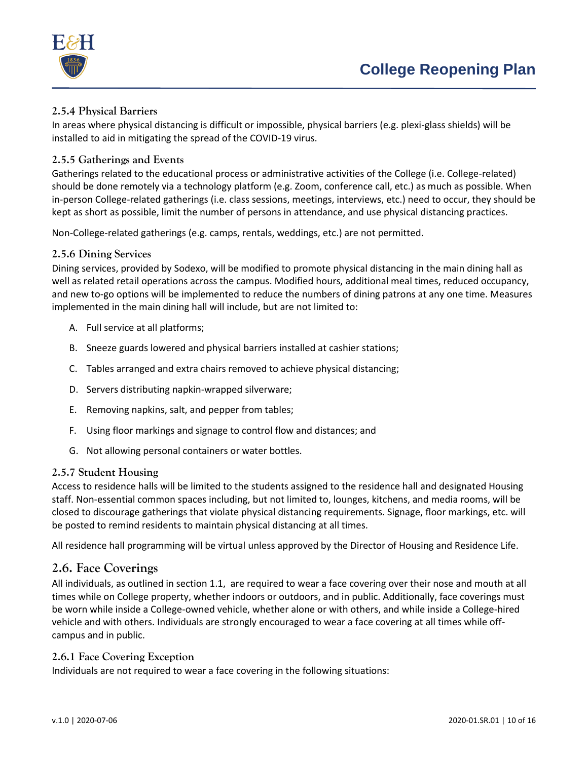### 2.5.4 Physical Barriers

In areas where physical distancing is difficult or impossible, physical barriers (e.g. plexi-glass shields) will be installed to aid in mitigating the spread of the COVID-19 virus.

### 2.5.5 Gatherings and Events

Gatherings related to the educational process or administrative activities of the College (i.e. College-related) should be done remotely via a technology platform (e.g. Zoom, conference call, etc.) as much as possible. When in-person College-related gatherings (i.e. class sessions, meetings, interviews, etc.) need to occur, they should be kept as short as possible, limit the number of persons in attendance, and use physical distancing practices.

Non-College-related gatherings (e.g. camps, rentals, weddings, etc.) are not permitted.

### 2.5.6 Dining Services

Dining services, provided by Sodexo, will be modified to promote physical distancing in the main dining hall as well as related retail operations across the campus. Modified hours, additional meal times, reduced occupancy, and new to-go options will be implemented to reduce the numbers of dining patrons at any one time. Measures implemented in the main dining hall will include, but are not limited to:

A. Full service at all platforms;

B. Sneeze guards lowered and physical barriers installed at cashier stations;

C. Tables arranged and extra chairs removed to achieve physical distancing;

D. Servers distributing napkin-wrapped silverware;

E. Removing napkins, salt, and pepper from tables;

F. Using floor markings and signage to control flow and distances; and

G. Not allowing personal containers or water bottles.

### 2.5.7 Student Housing

Access to residence halls will be limited to the students assigned to the residence hall and designated Housing staff. Non-essential common spaces including, but not limited to, lounges, kitchens, and media rooms, will be closed to discourage gatherings that violate physical distancing requirements. Signage, floor markings, etc. will be posted to remind residents to maintain physical distancing at all times.

All residence hall programming will be virtual unless approved by the Director of Housing and Residence Life.

## 2.6. Face Coverings

All individuals, as outlined in section 1.1, are required to wear a face covering over their nose and mouth at all times while on College property, whether indoors or outdoors, and in public. Additionally, face coverings must be worn while inside a College-owned vehicle, whether alone or with others, and while inside a College-hired vehicle and with others. Individuals are strongly encouraged to wear a face covering at all times while off-campus and in public.

### 2.6.1 Face Covering Exception

Individuals are not required to wear a face covering in the following situations: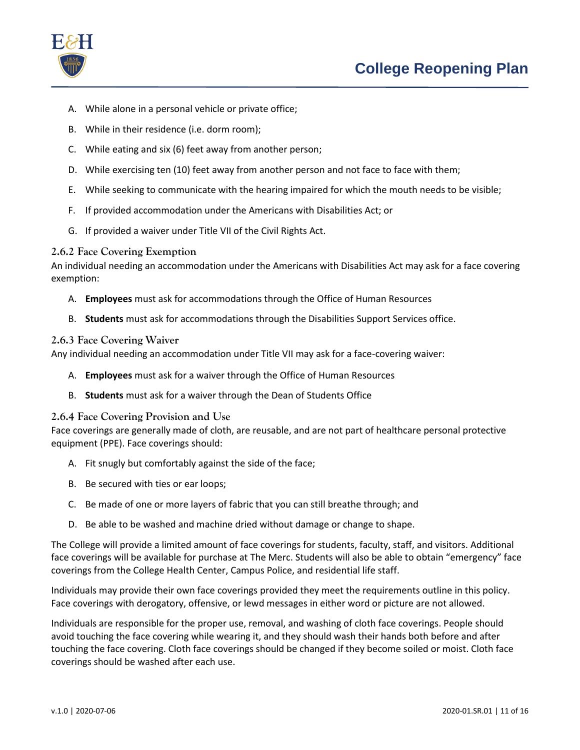A. While alone in a personal vehicle or private office;

B. While in their residence (i.e. dorm room);

C. While eating and six (6) feet away from another person;

D. While exercising ten (10) feet away from another person and not face to face with them;

E. While seeking to communicate with the hearing impaired for which the mouth needs to be visible;

F. If provided accommodation under the Americans with Disabilities Act; or

G. If provided a waiver under Title VII of the Civil Rights Act.

### 2.6.2 Face Covering Exemption

An individual needing an accommodation under the Americans with Disabilities Act may ask for a face covering exemption:

A. **Employees** must ask for accommodations through the Office of Human Resources

B. **Students** must ask for accommodations through the Disabilities Support Services office.

### 2.6.3 Face Covering Waiver

Any individual needing an accommodation under Title VII may ask for a face-covering waiver:

A. **Employees** must ask for a waiver through the Office of Human Resources

B. **Students** must ask for a waiver through the Dean of Students Office

### 2.6.4 Face Covering Provision and Use

Face coverings are generally made of cloth, are reusable, and are not part of healthcare personal protective equipment (PPE). Face coverings should:

A. Fit snugly but comfortably against the side of the face;

B. Be secured with ties or ear loops;

C. Be made of one or more layers of fabric that you can still breathe through; and

D. Be able to be washed and machine dried without damage or change to shape.

The College will provide a limited amount of face coverings for students, faculty, staff, and visitors. Additional face coverings will be available for purchase at The Merc. Students will also be able to obtain "emergency" face coverings from the College Health Center, Campus Police, and residential life staff.

Individuals may provide their own face coverings provided they meet the requirements outline in this policy. Face coverings with derogatory, offensive, or lewd messages in either word or picture are not allowed.

Individuals are responsible for the proper use, removal, and washing of cloth face coverings. People should avoid touching the face covering while wearing it, and they should wash their hands both before and after touching the face covering. Cloth face coverings should be changed if they become soiled or moist. Cloth face coverings should be washed after each use.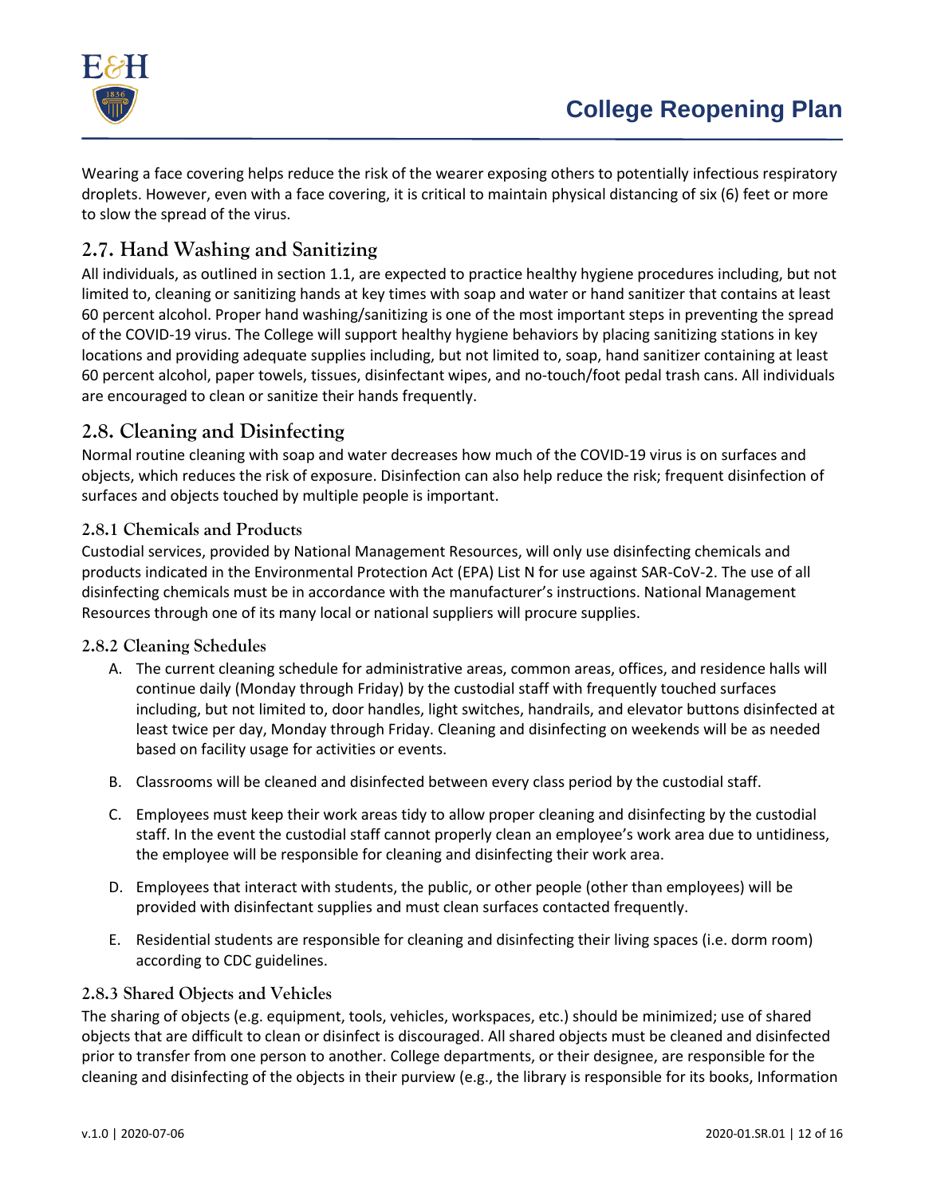Wearing a face covering helps reduce the risk of the wearer exposing others to potentially infectious respiratory droplets. However, even with a face covering, it is critical to maintain physical distancing of six (6) feet or more to slow the spread of the virus.

## 2.7. Hand Washing and Sanitizing

All individuals, as outlined in section 1.1, are expected to practice healthy hygiene procedures including, but not limited to, cleaning or sanitizing hands at key times with soap and water or hand sanitizer that contains at least 60 percent alcohol. Proper hand washing/sanitizing is one of the most important steps in preventing the spread of the COVID-19 virus. The College will support healthy hygiene behaviors by placing sanitizing stations in key locations and providing adequate supplies including, but not limited to, soap, hand sanitizer containing at least 60 percent alcohol, paper towels, tissues, disinfectant wipes, and no-touch/foot pedal trash cans. All individuals are encouraged to clean or sanitize their hands frequently.

## 2.8. Cleaning and Disinfecting

Normal routine cleaning with soap and water decreases how much of the COVID-19 virus is on surfaces and objects, which reduces the risk of exposure. Disinfection can also help reduce the risk; frequent disinfection of surfaces and objects touched by multiple people is important.

### 2.8.1 Chemicals and Products

Custodial services, provided by National Management Resources, will only use disinfecting chemicals and products indicated in the Environmental Protection Act (EPA) List N for use against SAR-CoV-2. The use of all disinfecting chemicals must be in accordance with the manufacturer's instructions. National Management Resources through one of its many local or national suppliers will procure supplies.

### 2.8.2 Cleaning Schedules

A. The current cleaning schedule for administrative areas, common areas, offices, and residence halls will continue daily (Monday through Friday) by the custodial staff with frequently touched surfaces including, but not limited to, door handles, light switches, handrails, and elevator buttons disinfected at least twice per day, Monday through Friday. Cleaning and disinfecting on weekends will be as needed based on facility usage for activities or events.

B. Classrooms will be cleaned and disinfected between every class period by the custodial staff.

C. Employees must keep their work areas tidy to allow proper cleaning and disinfecting by the custodial staff. In the event the custodial staff cannot properly clean an employee's work area due to untidiness, the employee will be responsible for cleaning and disinfecting their work area.

D. Employees that interact with students, the public, or other people (other than employees) will be provided with disinfectant supplies and must clean surfaces contacted frequently.

E. Residential students are responsible for cleaning and disinfecting their living spaces (i.e. dorm room) according to CDC guidelines.

### 2.8.3 Shared Objects and Vehicles

The sharing of objects (e.g. equipment, tools, vehicles, workspaces, etc.) should be minimized; use of shared objects that are difficult to clean or disinfect is discouraged. All shared objects must be cleaned and disinfected prior to transfer from one person to another. College departments, or their designee, are responsible for the cleaning and disinfecting of the objects in their purview (e.g., the library is responsible for its books, Information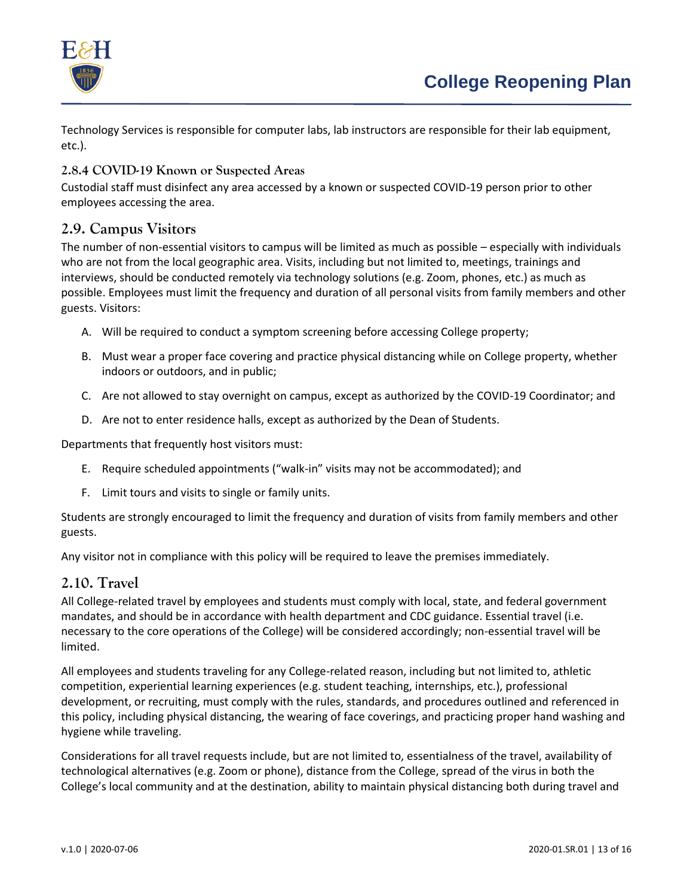Technology Services is responsible for computer labs, lab instructors are responsible for their lab equipment, etc.).

### 2.8.4 COVID-19 Known or Suspected Areas

Custodial staff must disinfect any area accessed by a known or suspected COVID-19 person prior to other employees accessing the area.

## 2.9. Campus Visitors

The number of non-essential visitors to campus will be limited as much as possible – especially with individuals who are not from the local geographic area. Visits, including but not limited to, meetings, trainings and interviews, should be conducted remotely via technology solutions (e.g. Zoom, phones, etc.) as much as possible. Employees must limit the frequency and duration of all personal visits from family members and other guests. Visitors:

A. Will be required to conduct a symptom screening before accessing College property;

B. Must wear a proper face covering and practice physical distancing while on College property, whether indoors or outdoors, and in public;

C. Are not allowed to stay overnight on campus, except as authorized by the COVID-19 Coordinator; and

D. Are not to enter residence halls, except as authorized by the Dean of Students.

Departments that frequently host visitors must:

E. Require scheduled appointments ("walk-in" visits may not be accommodated); and

F. Limit tours and visits to single or family units.

Students are strongly encouraged to limit the frequency and duration of visits from family members and other guests.

Any visitor not in compliance with this policy will be required to leave the premises immediately.

## 2.10. Travel

All College-related travel by employees and students must comply with local, state, and federal government mandates, and should be in accordance with health department and CDC guidance. Essential travel (i.e. necessary to the core operations of the College) will be considered accordingly; non-essential travel will be limited.

All employees and students traveling for any College-related reason, including but not limited to, athletic competition, experiential learning experiences (e.g. student teaching, internships, etc.), professional development, or recruiting, must comply with the rules, standards, and procedures outlined and referenced in this policy, including physical distancing, the wearing of face coverings, and practicing proper hand washing and hygiene while traveling.

Considerations for all travel requests include, but are not limited to, essentialness of the travel, availability of technological alternatives (e.g. Zoom or phone), distance from the College, spread of the virus in both the College's local community and at the destination, ability to maintain physical distancing both during travel and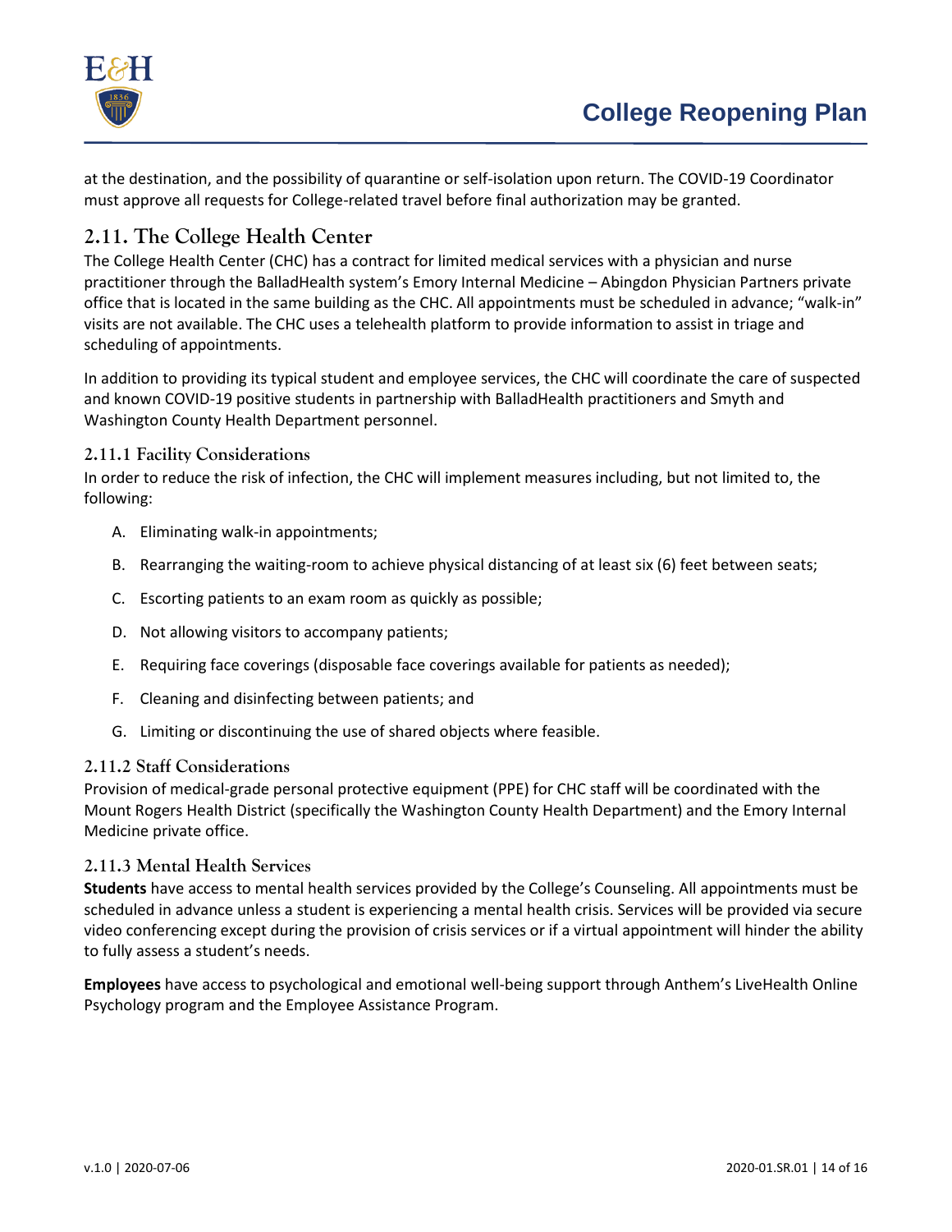at the destination, and the possibility of quarantine or self-isolation upon return. The COVID-19 Coordinator must approve all requests for College-related travel before final authorization may be granted.

## 2.11. The College Health Center

The College Health Center (CHC) has a contract for limited medical services with a physician and nurse practitioner through the BalladHealth system's Emory Internal Medicine – Abingdon Physician Partners private office that is located in the same building as the CHC. All appointments must be scheduled in advance; "walk-in" visits are not available. The CHC uses a telehealth platform to provide information to assist in triage and scheduling of appointments.

In addition to providing its typical student and employee services, the CHC will coordinate the care of suspected and known COVID-19 positive students in partnership with BalladHealth practitioners and Smyth and Washington County Health Department personnel.

### 2.11.1 Facility Considerations

In order to reduce the risk of infection, the CHC will implement measures including, but not limited to, the following:

A. Eliminating walk-in appointments;

B. Rearranging the waiting-room to achieve physical distancing of at least six (6) feet between seats;

C. Escorting patients to an exam room as quickly as possible;

D. Not allowing visitors to accompany patients;

E. Requiring face coverings (disposable face coverings available for patients as needed);

F. Cleaning and disinfecting between patients; and

G. Limiting or discontinuing the use of shared objects where feasible.

### 2.11.2 Staff Considerations

Provision of medical-grade personal protective equipment (PPE) for CHC staff will be coordinated with the Mount Rogers Health District (specifically the Washington County Health Department) and the Emory Internal Medicine private office.

### 2.11.3 Mental Health Services

**Students** have access to mental health services provided by the College's Counseling. All appointments must be scheduled in advance unless a student is experiencing a mental health crisis. Services will be provided via secure video conferencing except during the provision of crisis services or if a virtual appointment will hinder the ability to fully assess a student's needs.

**Employees** have access to psychological and emotional well-being support through Anthem's LiveHealth Online Psychology program and the Employee Assistance Program.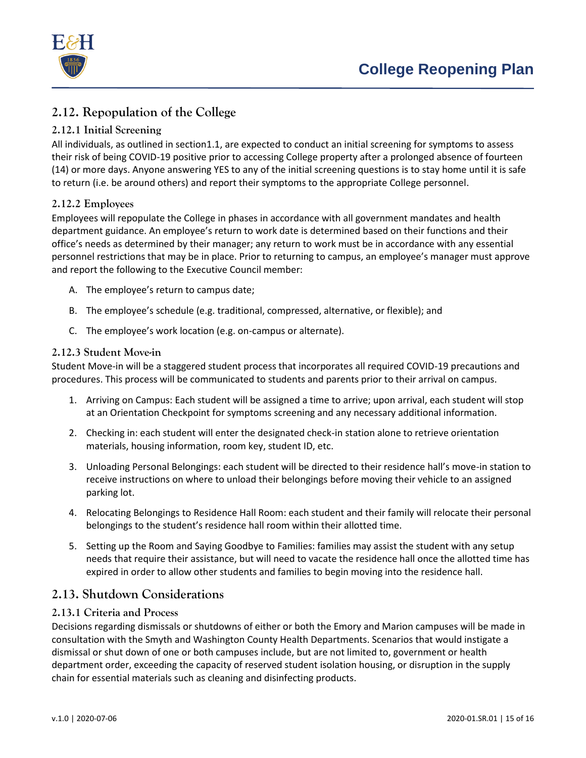## 2.12. Repopulation of the College

### 2.12.1 Initial Screening

All individuals, as outlined in section1.1, are expected to conduct an initial screening for symptoms to assess their risk of being COVID-19 positive prior to accessing College property after a prolonged absence of fourteen (14) or more days. Anyone answering YES to any of the initial screening questions is to stay home until it is safe to return (i.e. be around others) and report their symptoms to the appropriate College personnel.

### 2.12.2 Employees

Employees will repopulate the College in phases in accordance with all government mandates and health department guidance. An employee's return to work date is determined based on their functions and their office's needs as determined by their manager; any return to work must be in accordance with any essential personnel restrictions that may be in place. Prior to returning to campus, an employee's manager must approve and report the following to the Executive Council member:

A. The employee's return to campus date;

B. The employee's schedule (e.g. traditional, compressed, alternative, or flexible); and

C. The employee's work location (e.g. on-campus or alternate).

### 2.12.3 Student Move-in

Student Move-in will be a staggered student process that incorporates all required COVID-19 precautions and procedures. This process will be communicated to students and parents prior to their arrival on campus.

1. Arriving on Campus: Each student will be assigned a time to arrive; upon arrival, each student will stop at an Orientation Checkpoint for symptoms screening and any necessary additional information.
2. Checking in: each student will enter the designated check-in station alone to retrieve orientation materials, housing information, room key, student ID, etc.
3. Unloading Personal Belongings: each student will be directed to their residence hall's move-in station to receive instructions on where to unload their belongings before moving their vehicle to an assigned parking lot.
4. Relocating Belongings to Residence Hall Room: each student and their family will relocate their personal belongings to the student's residence hall room within their allotted time.
5. Setting up the Room and Saying Goodbye to Families: families may assist the student with any setup needs that require their assistance, but will need to vacate the residence hall once the allotted time has expired in order to allow other students and families to begin moving into the residence hall.

## 2.13. Shutdown Considerations

### 2.13.1 Criteria and Process

Decisions regarding dismissals or shutdowns of either or both the Emory and Marion campuses will be made in consultation with the Smyth and Washington County Health Departments. Scenarios that would instigate a dismissal or shut down of one or both campuses include, but are not limited to, government or health department order, exceeding the capacity of reserved student isolation housing, or disruption in the supply chain for essential materials such as cleaning and disinfecting products.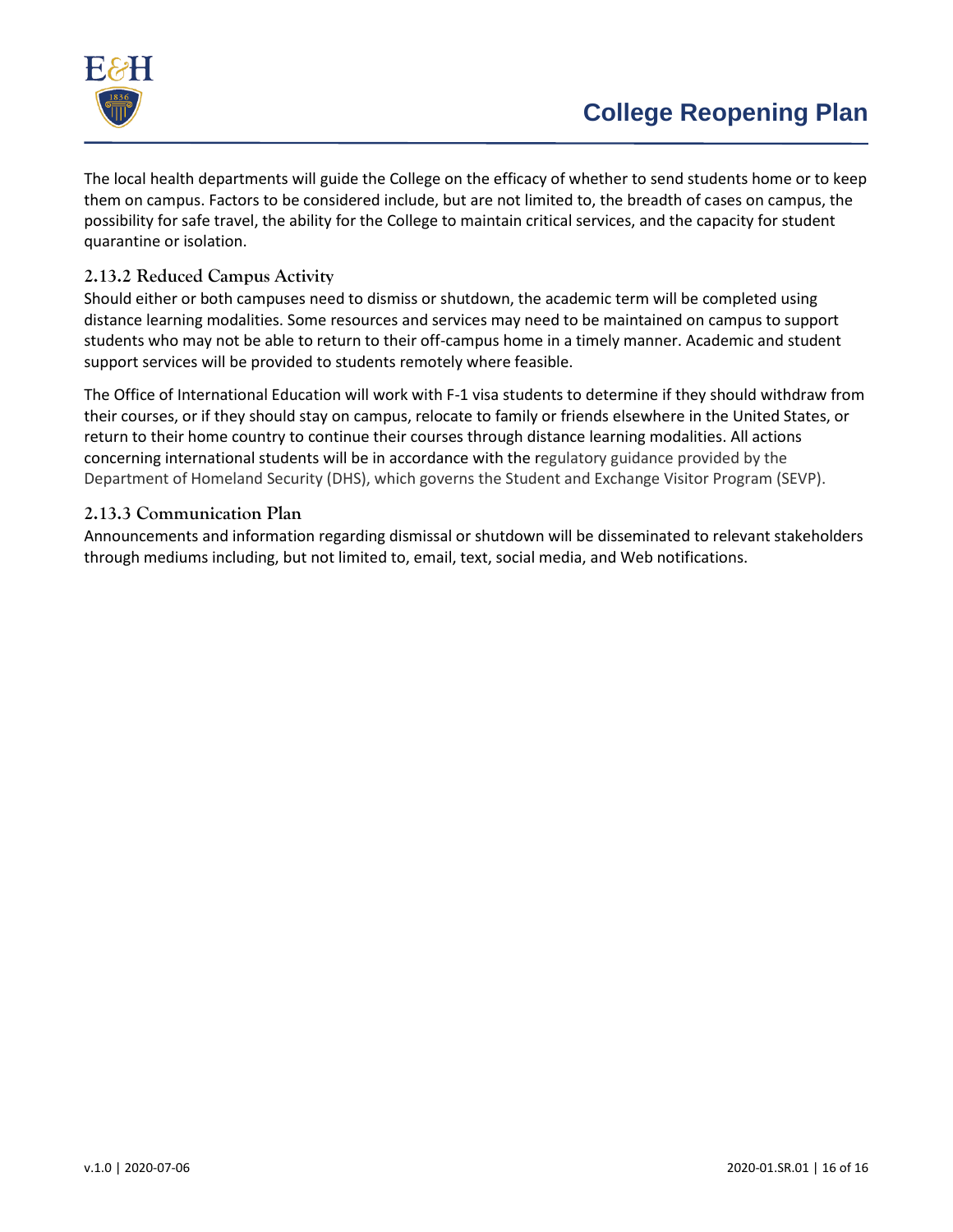The local health departments will guide the College on the efficacy of whether to send students home or to keep them on campus. Factors to be considered include, but are not limited to, the breadth of cases on campus, the possibility for safe travel, the ability for the College to maintain critical services, and the capacity for student quarantine or isolation.

### 2.13.2 Reduced Campus Activity

Should either or both campuses need to dismiss or shutdown, the academic term will be completed using distance learning modalities. Some resources and services may need to be maintained on campus to support students who may not be able to return to their off-campus home in a timely manner. Academic and student support services will be provided to students remotely where feasible.

The Office of International Education will work with F-1 visa students to determine if they should withdraw from their courses, or if they should stay on campus, relocate to family or friends elsewhere in the United States, or return to their home country to continue their courses through distance learning modalities. All actions concerning international students will be in accordance with the regulatory guidance provided by the Department of Homeland Security (DHS), which governs the Student and Exchange Visitor Program (SEVP).

### 2.13.3 Communication Plan

Announcements and information regarding dismissal or shutdown will be disseminated to relevant stakeholders through mediums including, but not limited to, email, text, social media, and Web notifications.